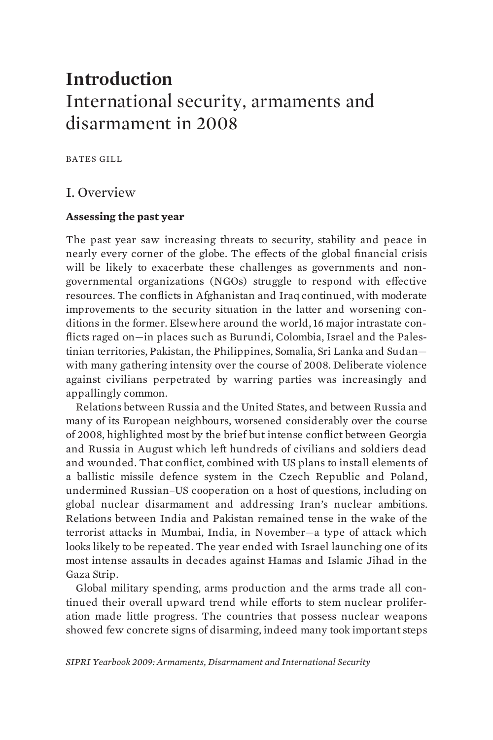# Introduction
## International security, armaments and disarmament in 2008

BATES GILL

## I. Overview

### Assessing the past year

The past year saw increasing threats to security, stability and peace in nearly every corner of the globe. The effects of the global financial crisis will be likely to exacerbate these challenges as governments and non-governmental organizations (NGOs) struggle to respond with effective resources. The conflicts in Afghanistan and Iraq continued, with moderate improvements to the security situation in the latter and worsening conditions in the former. Elsewhere around the world, 16 major intrastate conflicts raged on—in places such as Burundi, Colombia, Israel and the Palestinian territories, Pakistan, the Philippines, Somalia, Sri Lanka and Sudan—with many gathering intensity over the course of 2008. Deliberate violence against civilians perpetrated by warring parties was increasingly and appallingly common.

Relations between Russia and the United States, and between Russia and many of its European neighbours, worsened considerably over the course of 2008, highlighted most by the brief but intense conflict between Georgia and Russia in August which left hundreds of civilians and soldiers dead and wounded. That conflict, combined with US plans to install elements of a ballistic missile defence system in the Czech Republic and Poland, undermined Russian–US cooperation on a host of questions, including on global nuclear disarmament and addressing Iran's nuclear ambitions. Relations between India and Pakistan remained tense in the wake of the terrorist attacks in Mumbai, India, in November—a type of attack which looks likely to be repeated. The year ended with Israel launching one of its most intense assaults in decades against Hamas and Islamic Jihad in the Gaza Strip.

Global military spending, arms production and the arms trade all continued their overall upward trend while efforts to stem nuclear proliferation made little progress. The countries that possess nuclear weapons showed few concrete signs of disarming, indeed many took important steps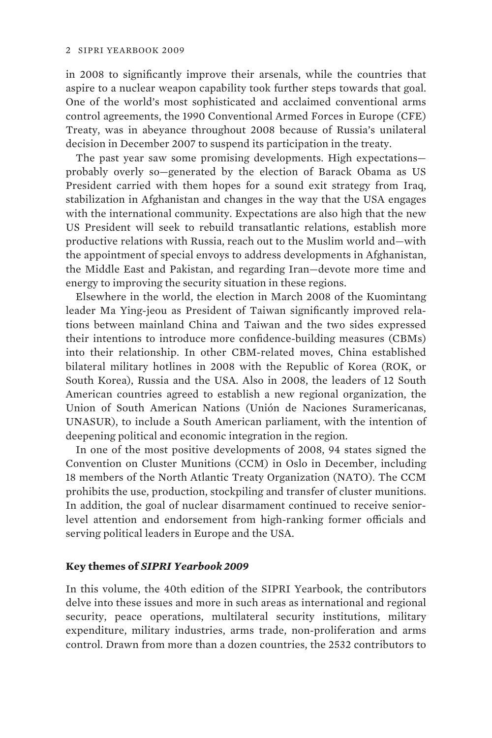in 2008 to significantly improve their arsenals, while the countries that aspire to a nuclear weapon capability took further steps towards that goal. One of the world's most sophisticated and acclaimed conventional arms control agreements, the 1990 Conventional Armed Forces in Europe (CFE) Treaty, was in abeyance throughout 2008 because of Russia's unilateral decision in December 2007 to suspend its participation in the treaty.

The past year saw some promising developments. High expectations—probably overly so—generated by the election of Barack Obama as US President carried with them hopes for a sound exit strategy from Iraq, stabilization in Afghanistan and changes in the way that the USA engages with the international community. Expectations are also high that the new US President will seek to rebuild transatlantic relations, establish more productive relations with Russia, reach out to the Muslim world and—with the appointment of special envoys to address developments in Afghanistan, the Middle East and Pakistan, and regarding Iran—devote more time and energy to improving the security situation in these regions.

Elsewhere in the world, the election in March 2008 of the Kuomintang leader Ma Ying-jeou as President of Taiwan significantly improved relations between mainland China and Taiwan and the two sides expressed their intentions to introduce more confidence-building measures (CBMs) into their relationship. In other CBM-related moves, China established bilateral military hotlines in 2008 with the Republic of Korea (ROK, or South Korea), Russia and the USA. Also in 2008, the leaders of 12 South American countries agreed to establish a new regional organization, the Union of South American Nations (Unión de Naciones Suramericanas, UNASUR), to include a South American parliament, with the intention of deepening political and economic integration in the region.

In one of the most positive developments of 2008, 94 states signed the Convention on Cluster Munitions (CCM) in Oslo in December, including 18 members of the North Atlantic Treaty Organization (NATO). The CCM prohibits the use, production, stockpiling and transfer of cluster munitions. In addition, the goal of nuclear disarmament continued to receive senior-level attention and endorsement from high-ranking former officials and serving political leaders in Europe and the USA.

### Key themes of *SIPRI Yearbook 2009*

In this volume, the 40th edition of the SIPRI Yearbook, the contributors delve into these issues and more in such areas as international and regional security, peace operations, multilateral security institutions, military expenditure, military industries, arms trade, non-proliferation and arms control. Drawn from more than a dozen countries, the 2532 contributors to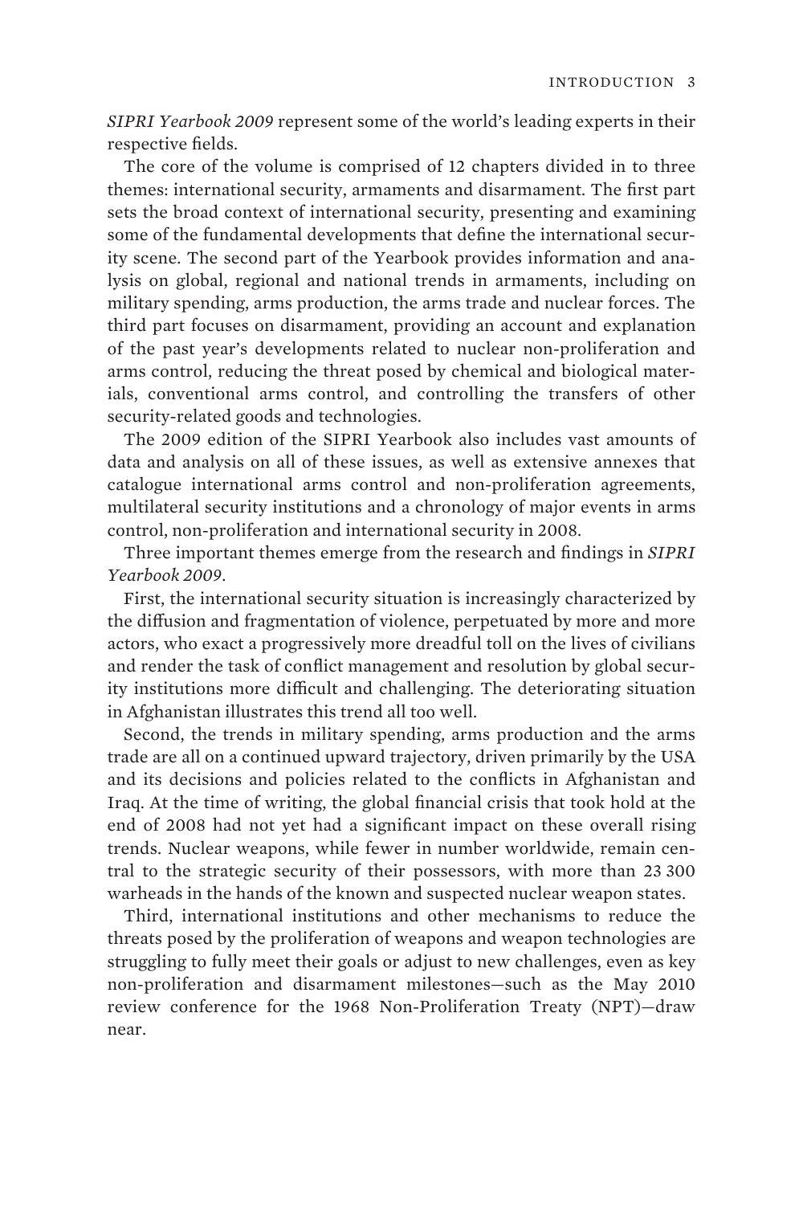*SIPRI Yearbook 2009* represent some of the world's leading experts in their respective fields.

The core of the volume is comprised of 12 chapters divided in to three themes: international security, armaments and disarmament. The first part sets the broad context of international security, presenting and examining some of the fundamental developments that define the international security scene. The second part of the Yearbook provides information and analysis on global, regional and national trends in armaments, including on military spending, arms production, the arms trade and nuclear forces. The third part focuses on disarmament, providing an account and explanation of the past year's developments related to nuclear non-proliferation and arms control, reducing the threat posed by chemical and biological materials, conventional arms control, and controlling the transfers of other security-related goods and technologies.

The 2009 edition of the SIPRI Yearbook also includes vast amounts of data and analysis on all of these issues, as well as extensive annexes that catalogue international arms control and non-proliferation agreements, multilateral security institutions and a chronology of major events in arms control, non-proliferation and international security in 2008.

Three important themes emerge from the research and findings in *SIPRI Yearbook 2009*.

First, the international security situation is increasingly characterized by the diffusion and fragmentation of violence, perpetuated by more and more actors, who exact a progressively more dreadful toll on the lives of civilians and render the task of conflict management and resolution by global security institutions more difficult and challenging. The deteriorating situation in Afghanistan illustrates this trend all too well.

Second, the trends in military spending, arms production and the arms trade are all on a continued upward trajectory, driven primarily by the USA and its decisions and policies related to the conflicts in Afghanistan and Iraq. At the time of writing, the global financial crisis that took hold at the end of 2008 had not yet had a significant impact on these overall rising trends. Nuclear weapons, while fewer in number worldwide, remain central to the strategic security of their possessors, with more than 23 300 warheads in the hands of the known and suspected nuclear weapon states.

Third, international institutions and other mechanisms to reduce the threats posed by the proliferation of weapons and weapon technologies are struggling to fully meet their goals or adjust to new challenges, even as key non-proliferation and disarmament milestones—such as the May 2010 review conference for the 1968 Non-Proliferation Treaty (NPT)—draw near.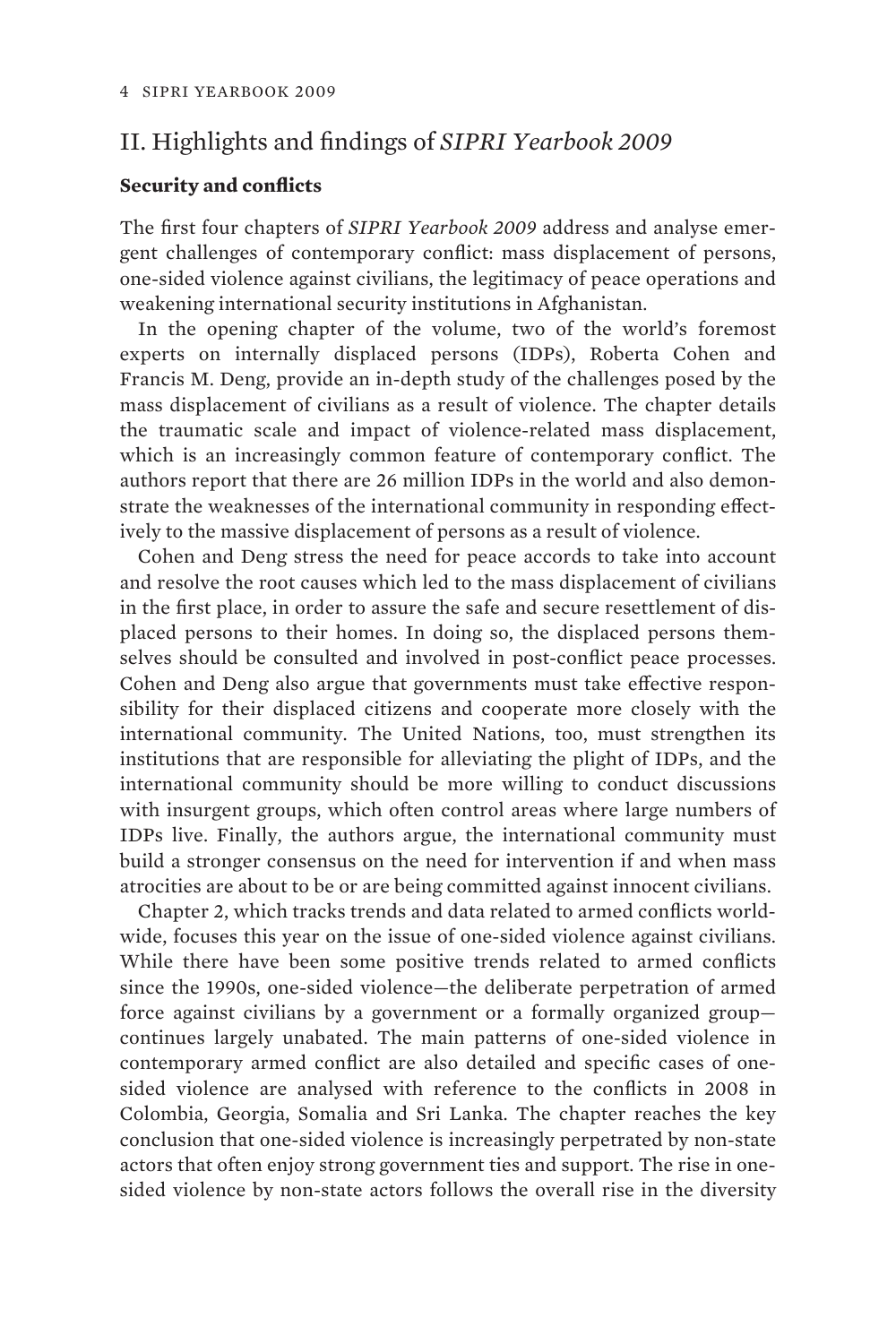## II. Highlights and findings of *SIPRI Yearbook 2009*

### Security and conflicts

The first four chapters of *SIPRI Yearbook 2009* address and analyse emergent challenges of contemporary conflict: mass displacement of persons, one-sided violence against civilians, the legitimacy of peace operations and weakening international security institutions in Afghanistan.

In the opening chapter of the volume, two of the world's foremost experts on internally displaced persons (IDPs), Roberta Cohen and Francis M. Deng, provide an in-depth study of the challenges posed by the mass displacement of civilians as a result of violence. The chapter details the traumatic scale and impact of violence-related mass displacement, which is an increasingly common feature of contemporary conflict. The authors report that there are 26 million IDPs in the world and also demonstrate the weaknesses of the international community in responding effectively to the massive displacement of persons as a result of violence.

Cohen and Deng stress the need for peace accords to take into account and resolve the root causes which led to the mass displacement of civilians in the first place, in order to assure the safe and secure resettlement of displaced persons to their homes. In doing so, the displaced persons themselves should be consulted and involved in post-conflict peace processes. Cohen and Deng also argue that governments must take effective responsibility for their displaced citizens and cooperate more closely with the international community. The United Nations, too, must strengthen its institutions that are responsible for alleviating the plight of IDPs, and the international community should be more willing to conduct discussions with insurgent groups, which often control areas where large numbers of IDPs live. Finally, the authors argue, the international community must build a stronger consensus on the need for intervention if and when mass atrocities are about to be or are being committed against innocent civilians.

Chapter 2, which tracks trends and data related to armed conflicts worldwide, focuses this year on the issue of one-sided violence against civilians. While there have been some positive trends related to armed conflicts since the 1990s, one-sided violence—the deliberate perpetration of armed force against civilians by a government or a formally organized group—continues largely unabated. The main patterns of one-sided violence in contemporary armed conflict are also detailed and specific cases of one-sided violence are analysed with reference to the conflicts in 2008 in Colombia, Georgia, Somalia and Sri Lanka. The chapter reaches the key conclusion that one-sided violence is increasingly perpetrated by non-state actors that often enjoy strong government ties and support. The rise in one-sided violence by non-state actors follows the overall rise in the diversity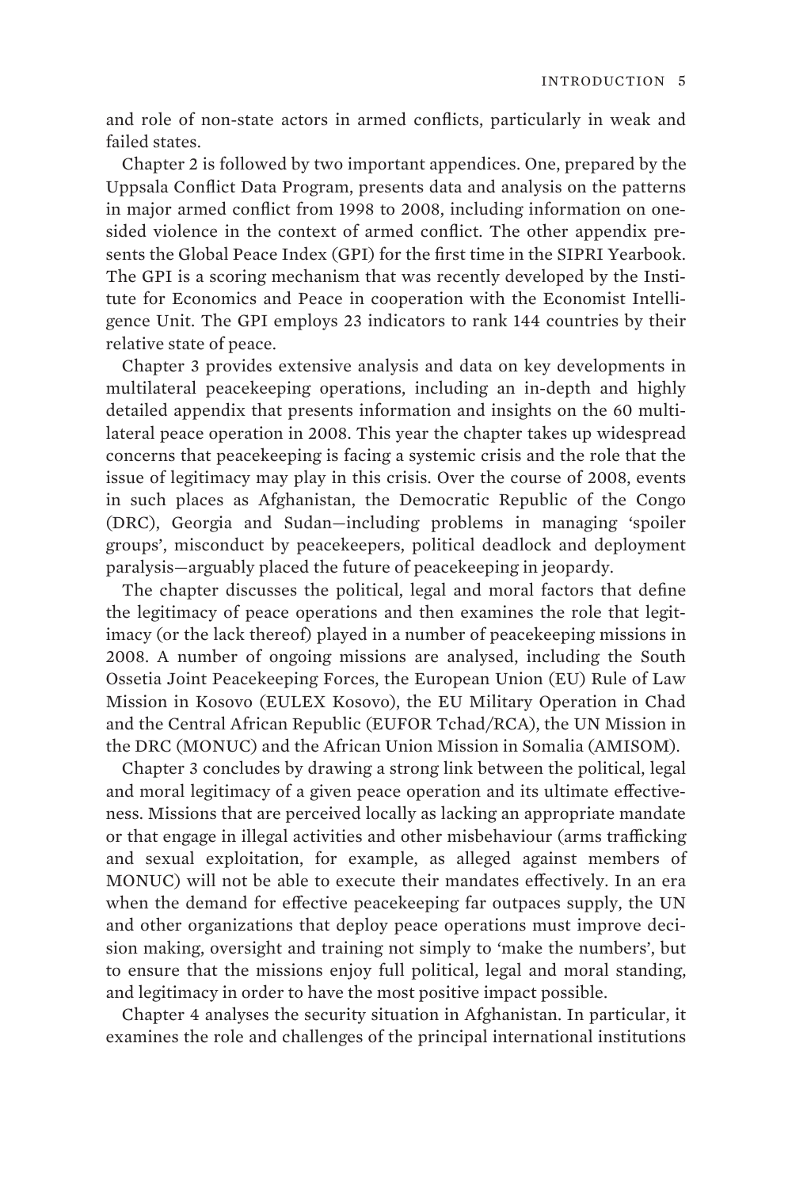and role of non-state actors in armed conflicts, particularly in weak and failed states.

Chapter 2 is followed by two important appendices. One, prepared by the Uppsala Conflict Data Program, presents data and analysis on the patterns in major armed conflict from 1998 to 2008, including information on one-sided violence in the context of armed conflict. The other appendix presents the Global Peace Index (GPI) for the first time in the SIPRI Yearbook. The GPI is a scoring mechanism that was recently developed by the Institute for Economics and Peace in cooperation with the Economist Intelligence Unit. The GPI employs 23 indicators to rank 144 countries by their relative state of peace.

Chapter 3 provides extensive analysis and data on key developments in multilateral peacekeeping operations, including an in-depth and highly detailed appendix that presents information and insights on the 60 multilateral peace operation in 2008. This year the chapter takes up widespread concerns that peacekeeping is facing a systemic crisis and the role that the issue of legitimacy may play in this crisis. Over the course of 2008, events in such places as Afghanistan, the Democratic Republic of the Congo (DRC), Georgia and Sudan—including problems in managing 'spoiler groups', misconduct by peacekeepers, political deadlock and deployment paralysis—arguably placed the future of peacekeeping in jeopardy.

The chapter discusses the political, legal and moral factors that define the legitimacy of peace operations and then examines the role that legitimacy (or the lack thereof) played in a number of peacekeeping missions in 2008. A number of ongoing missions are analysed, including the South Ossetia Joint Peacekeeping Forces, the European Union (EU) Rule of Law Mission in Kosovo (EULEX Kosovo), the EU Military Operation in Chad and the Central African Republic (EUFOR Tchad/RCA), the UN Mission in the DRC (MONUC) and the African Union Mission in Somalia (AMISOM).

Chapter 3 concludes by drawing a strong link between the political, legal and moral legitimacy of a given peace operation and its ultimate effectiveness. Missions that are perceived locally as lacking an appropriate mandate or that engage in illegal activities and other misbehaviour (arms trafficking and sexual exploitation, for example, as alleged against members of MONUC) will not be able to execute their mandates effectively. In an era when the demand for effective peacekeeping far outpaces supply, the UN and other organizations that deploy peace operations must improve decision making, oversight and training not simply to 'make the numbers', but to ensure that the missions enjoy full political, legal and moral standing, and legitimacy in order to have the most positive impact possible.

Chapter 4 analyses the security situation in Afghanistan. In particular, it examines the role and challenges of the principal international institutions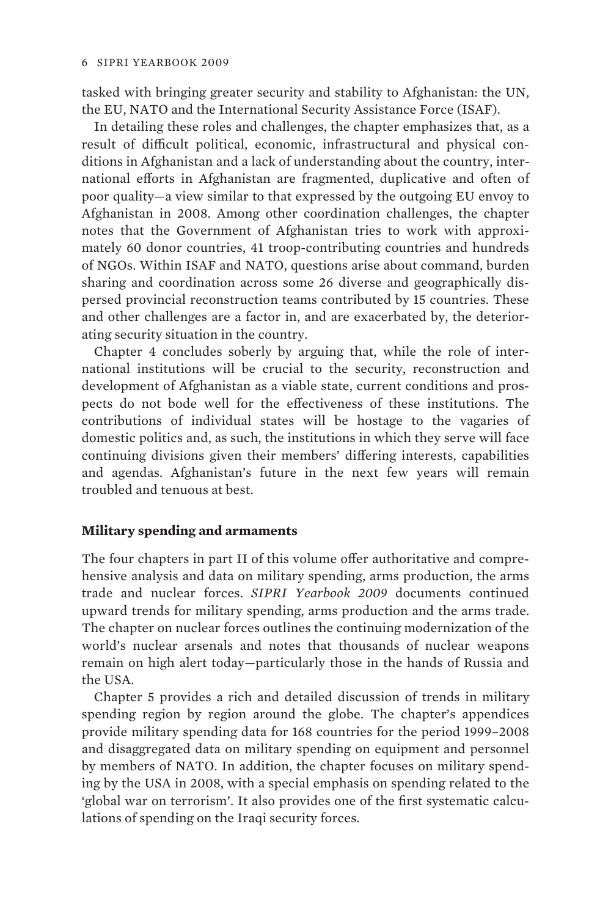tasked with bringing greater security and stability to Afghanistan: the UN, the EU, NATO and the International Security Assistance Force (ISAF).

In detailing these roles and challenges, the chapter emphasizes that, as a result of difficult political, economic, infrastructural and physical conditions in Afghanistan and a lack of understanding about the country, international efforts in Afghanistan are fragmented, duplicative and often of poor quality—a view similar to that expressed by the outgoing EU envoy to Afghanistan in 2008. Among other coordination challenges, the chapter notes that the Government of Afghanistan tries to work with approximately 60 donor countries, 41 troop-contributing countries and hundreds of NGOs. Within ISAF and NATO, questions arise about command, burden sharing and coordination across some 26 diverse and geographically dispersed provincial reconstruction teams contributed by 15 countries. These and other challenges are a factor in, and are exacerbated by, the deteriorating security situation in the country.

Chapter 4 concludes soberly by arguing that, while the role of international institutions will be crucial to the security, reconstruction and development of Afghanistan as a viable state, current conditions and prospects do not bode well for the effectiveness of these institutions. The contributions of individual states will be hostage to the vagaries of domestic politics and, as such, the institutions in which they serve will face continuing divisions given their members' differing interests, capabilities and agendas. Afghanistan's future in the next few years will remain troubled and tenuous at best.

**Military spending and armaments**

The four chapters in part II of this volume offer authoritative and comprehensive analysis and data on military spending, arms production, the arms trade and nuclear forces. *SIPRI Yearbook 2009* documents continued upward trends for military spending, arms production and the arms trade. The chapter on nuclear forces outlines the continuing modernization of the world's nuclear arsenals and notes that thousands of nuclear weapons remain on high alert today—particularly those in the hands of Russia and the USA.

Chapter 5 provides a rich and detailed discussion of trends in military spending region by region around the globe. The chapter's appendices provide military spending data for 168 countries for the period 1999–2008 and disaggregated data on military spending on equipment and personnel by members of NATO. In addition, the chapter focuses on military spending by the USA in 2008, with a special emphasis on spending related to the 'global war on terrorism'. It also provides one of the first systematic calculations of spending on the Iraqi security forces.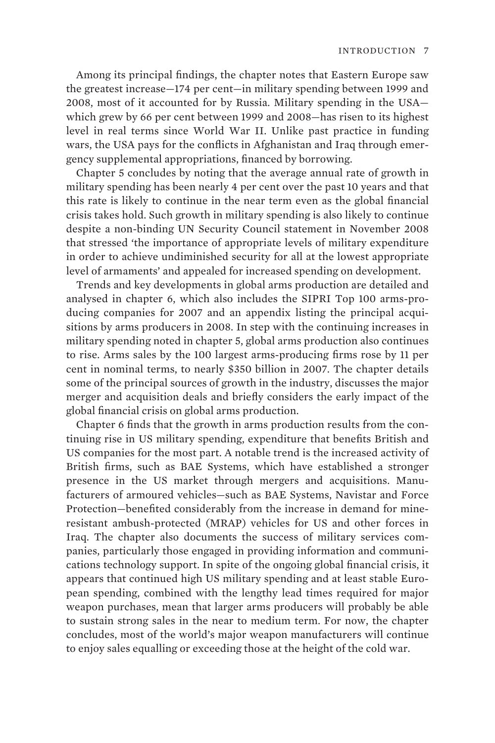Among its principal findings, the chapter notes that Eastern Europe saw the greatest increase—174 per cent—in military spending between 1999 and 2008, most of it accounted for by Russia. Military spending in the USA—which grew by 66 per cent between 1999 and 2008—has risen to its highest level in real terms since World War II. Unlike past practice in funding wars, the USA pays for the conflicts in Afghanistan and Iraq through emergency supplemental appropriations, financed by borrowing.

Chapter 5 concludes by noting that the average annual rate of growth in military spending has been nearly 4 per cent over the past 10 years and that this rate is likely to continue in the near term even as the global financial crisis takes hold. Such growth in military spending is also likely to continue despite a non-binding UN Security Council statement in November 2008 that stressed 'the importance of appropriate levels of military expenditure in order to achieve undiminished security for all at the lowest appropriate level of armaments' and appealed for increased spending on development.

Trends and key developments in global arms production are detailed and analysed in chapter 6, which also includes the SIPRI Top 100 arms-producing companies for 2007 and an appendix listing the principal acquisitions by arms producers in 2008. In step with the continuing increases in military spending noted in chapter 5, global arms production also continues to rise. Arms sales by the 100 largest arms-producing firms rose by 11 per cent in nominal terms, to nearly $350 billion in 2007. The chapter details some of the principal sources of growth in the industry, discusses the major merger and acquisition deals and briefly considers the early impact of the global financial crisis on global arms production.

Chapter 6 finds that the growth in arms production results from the continuing rise in US military spending, expenditure that benefits British and US companies for the most part. A notable trend is the increased activity of British firms, such as BAE Systems, which have established a stronger presence in the US market through mergers and acquisitions. Manufacturers of armoured vehicles—such as BAE Systems, Navistar and Force Protection—benefited considerably from the increase in demand for mine-resistant ambush-protected (MRAP) vehicles for US and other forces in Iraq. The chapter also documents the success of military services companies, particularly those engaged in providing information and communications technology support. In spite of the ongoing global financial crisis, it appears that continued high US military spending and at least stable European spending, combined with the lengthy lead times required for major weapon purchases, mean that larger arms producers will probably be able to sustain strong sales in the near to medium term. For now, the chapter concludes, most of the world's major weapon manufacturers will continue to enjoy sales equalling or exceeding those at the height of the cold war.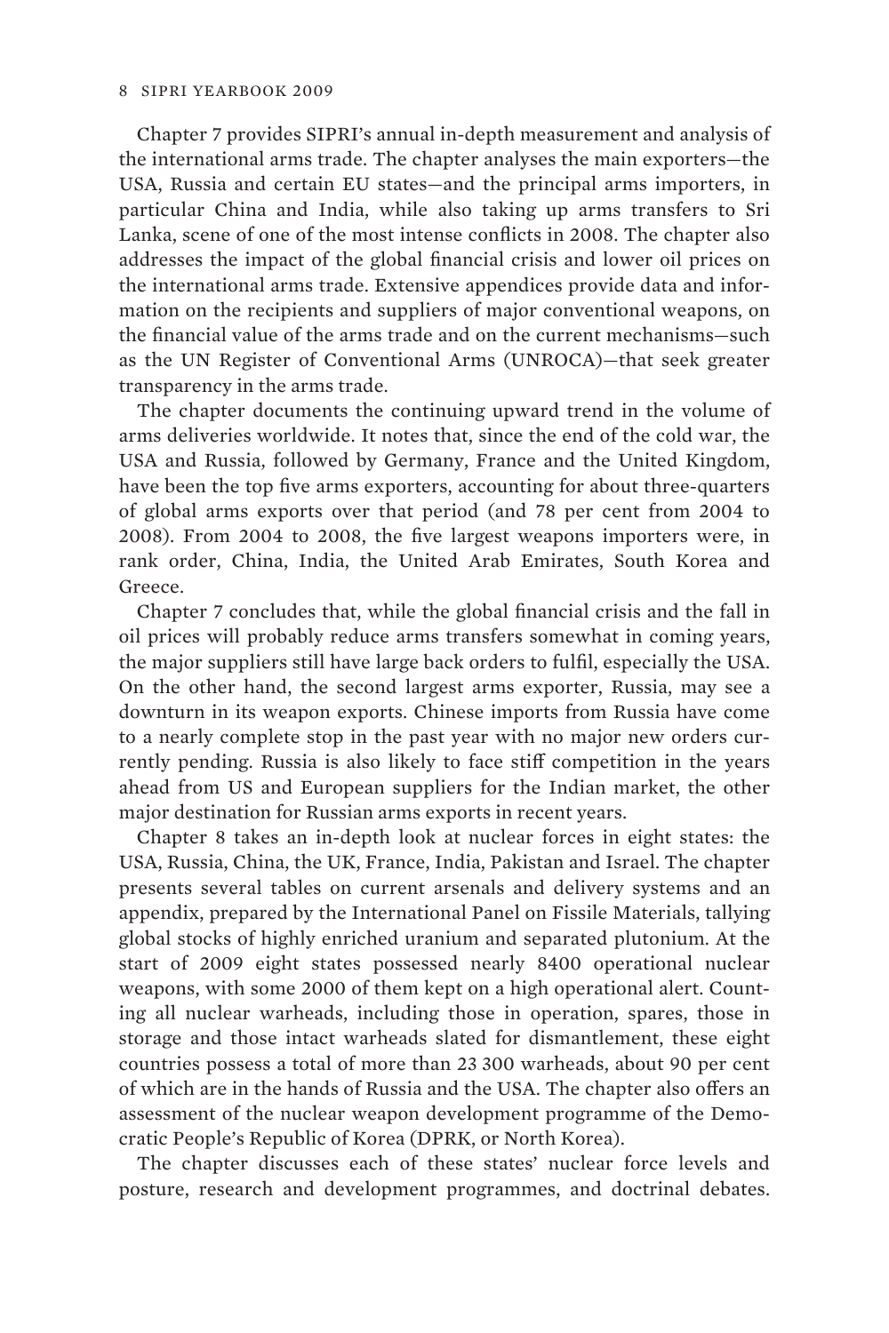Chapter 7 provides SIPRI's annual in-depth measurement and analysis of the international arms trade. The chapter analyses the main exporters—the USA, Russia and certain EU states—and the principal arms importers, in particular China and India, while also taking up arms transfers to Sri Lanka, scene of one of the most intense conflicts in 2008. The chapter also addresses the impact of the global financial crisis and lower oil prices on the international arms trade. Extensive appendices provide data and information on the recipients and suppliers of major conventional weapons, on the financial value of the arms trade and on the current mechanisms—such as the UN Register of Conventional Arms (UNROCA)—that seek greater transparency in the arms trade.

The chapter documents the continuing upward trend in the volume of arms deliveries worldwide. It notes that, since the end of the cold war, the USA and Russia, followed by Germany, France and the United Kingdom, have been the top five arms exporters, accounting for about three-quarters of global arms exports over that period (and 78 per cent from 2004 to 2008). From 2004 to 2008, the five largest weapons importers were, in rank order, China, India, the United Arab Emirates, South Korea and Greece.

Chapter 7 concludes that, while the global financial crisis and the fall in oil prices will probably reduce arms transfers somewhat in coming years, the major suppliers still have large back orders to fulfil, especially the USA. On the other hand, the second largest arms exporter, Russia, may see a downturn in its weapon exports. Chinese imports from Russia have come to a nearly complete stop in the past year with no major new orders currently pending. Russia is also likely to face stiff competition in the years ahead from US and European suppliers for the Indian market, the other major destination for Russian arms exports in recent years.

Chapter 8 takes an in-depth look at nuclear forces in eight states: the USA, Russia, China, the UK, France, India, Pakistan and Israel. The chapter presents several tables on current arsenals and delivery systems and an appendix, prepared by the International Panel on Fissile Materials, tallying global stocks of highly enriched uranium and separated plutonium. At the start of 2009 eight states possessed nearly 8400 operational nuclear weapons, with some 2000 of them kept on a high operational alert. Counting all nuclear warheads, including those in operation, spares, those in storage and those intact warheads slated for dismantlement, these eight countries possess a total of more than 23 300 warheads, about 90 per cent of which are in the hands of Russia and the USA. The chapter also offers an assessment of the nuclear weapon development programme of the Democratic People's Republic of Korea (DPRK, or North Korea).

The chapter discusses each of these states' nuclear force levels and posture, research and development programmes, and doctrinal debates.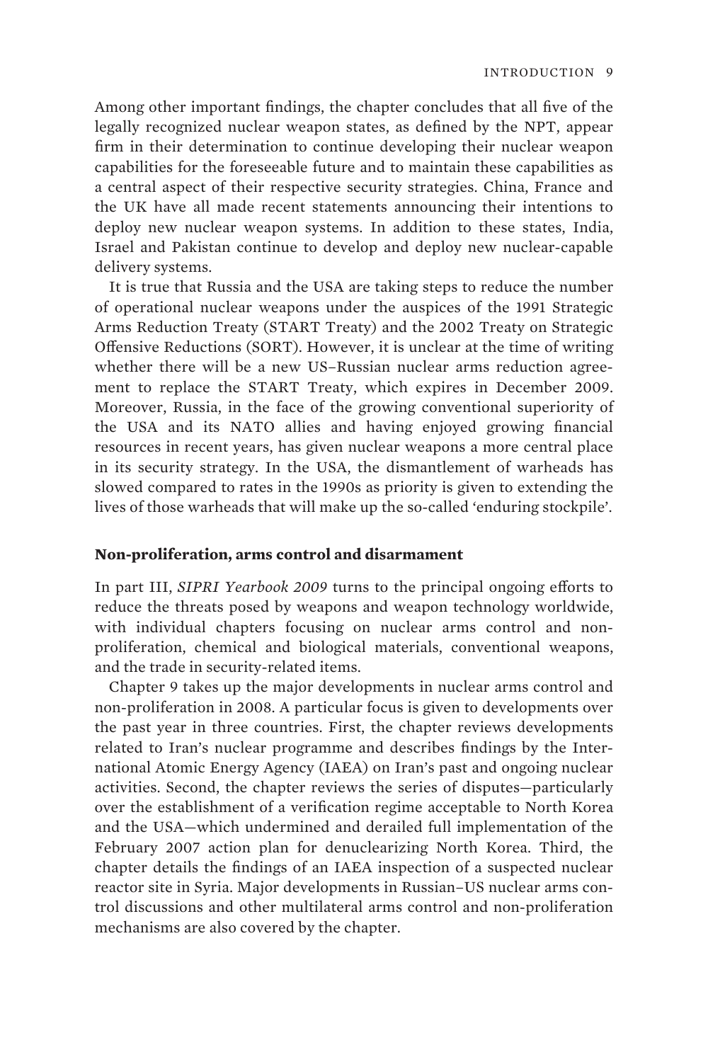Among other important findings, the chapter concludes that all five of the legally recognized nuclear weapon states, as defined by the NPT, appear firm in their determination to continue developing their nuclear weapon capabilities for the foreseeable future and to maintain these capabilities as a central aspect of their respective security strategies. China, France and the UK have all made recent statements announcing their intentions to deploy new nuclear weapon systems. In addition to these states, India, Israel and Pakistan continue to develop and deploy new nuclear-capable delivery systems.

It is true that Russia and the USA are taking steps to reduce the number of operational nuclear weapons under the auspices of the 1991 Strategic Arms Reduction Treaty (START Treaty) and the 2002 Treaty on Strategic Offensive Reductions (SORT). However, it is unclear at the time of writing whether there will be a new US–Russian nuclear arms reduction agreement to replace the START Treaty, which expires in December 2009. Moreover, Russia, in the face of the growing conventional superiority of the USA and its NATO allies and having enjoyed growing financial resources in recent years, has given nuclear weapons a more central place in its security strategy. In the USA, the dismantlement of warheads has slowed compared to rates in the 1990s as priority is given to extending the lives of those warheads that will make up the so-called 'enduring stockpile'.

### Non-proliferation, arms control and disarmament

In part III, *SIPRI Yearbook 2009* turns to the principal ongoing efforts to reduce the threats posed by weapons and weapon technology worldwide, with individual chapters focusing on nuclear arms control and non-proliferation, chemical and biological materials, conventional weapons, and the trade in security-related items.

Chapter 9 takes up the major developments in nuclear arms control and non-proliferation in 2008. A particular focus is given to developments over the past year in three countries. First, the chapter reviews developments related to Iran's nuclear programme and describes findings by the International Atomic Energy Agency (IAEA) on Iran's past and ongoing nuclear activities. Second, the chapter reviews the series of disputes—particularly over the establishment of a verification regime acceptable to North Korea and the USA—which undermined and derailed full implementation of the February 2007 action plan for denuclearizing North Korea. Third, the chapter details the findings of an IAEA inspection of a suspected nuclear reactor site in Syria. Major developments in Russian–US nuclear arms control discussions and other multilateral arms control and non-proliferation mechanisms are also covered by the chapter.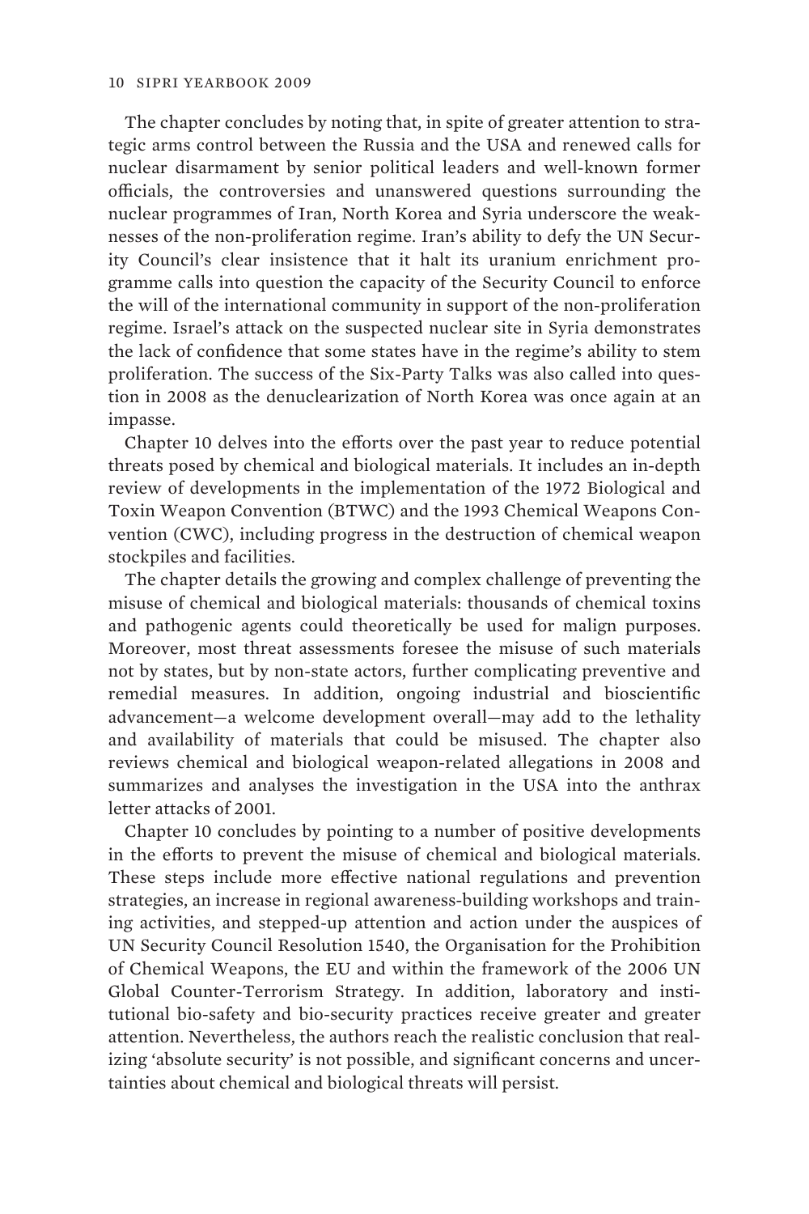The chapter concludes by noting that, in spite of greater attention to strategic arms control between the Russia and the USA and renewed calls for nuclear disarmament by senior political leaders and well-known former officials, the controversies and unanswered questions surrounding the nuclear programmes of Iran, North Korea and Syria underscore the weaknesses of the non-proliferation regime. Iran's ability to defy the UN Security Council's clear insistence that it halt its uranium enrichment programme calls into question the capacity of the Security Council to enforce the will of the international community in support of the non-proliferation regime. Israel's attack on the suspected nuclear site in Syria demonstrates the lack of confidence that some states have in the regime's ability to stem proliferation. The success of the Six-Party Talks was also called into question in 2008 as the denuclearization of North Korea was once again at an impasse.

Chapter 10 delves into the efforts over the past year to reduce potential threats posed by chemical and biological materials. It includes an in-depth review of developments in the implementation of the 1972 Biological and Toxin Weapon Convention (BTWC) and the 1993 Chemical Weapons Convention (CWC), including progress in the destruction of chemical weapon stockpiles and facilities.

The chapter details the growing and complex challenge of preventing the misuse of chemical and biological materials: thousands of chemical toxins and pathogenic agents could theoretically be used for malign purposes. Moreover, most threat assessments foresee the misuse of such materials not by states, but by non-state actors, further complicating preventive and remedial measures. In addition, ongoing industrial and bioscientific advancement—a welcome development overall—may add to the lethality and availability of materials that could be misused. The chapter also reviews chemical and biological weapon-related allegations in 2008 and summarizes and analyses the investigation in the USA into the anthrax letter attacks of 2001.

Chapter 10 concludes by pointing to a number of positive developments in the efforts to prevent the misuse of chemical and biological materials. These steps include more effective national regulations and prevention strategies, an increase in regional awareness-building workshops and training activities, and stepped-up attention and action under the auspices of UN Security Council Resolution 1540, the Organisation for the Prohibition of Chemical Weapons, the EU and within the framework of the 2006 UN Global Counter-Terrorism Strategy. In addition, laboratory and institutional bio-safety and bio-security practices receive greater and greater attention. Nevertheless, the authors reach the realistic conclusion that realizing 'absolute security' is not possible, and significant concerns and uncertainties about chemical and biological threats will persist.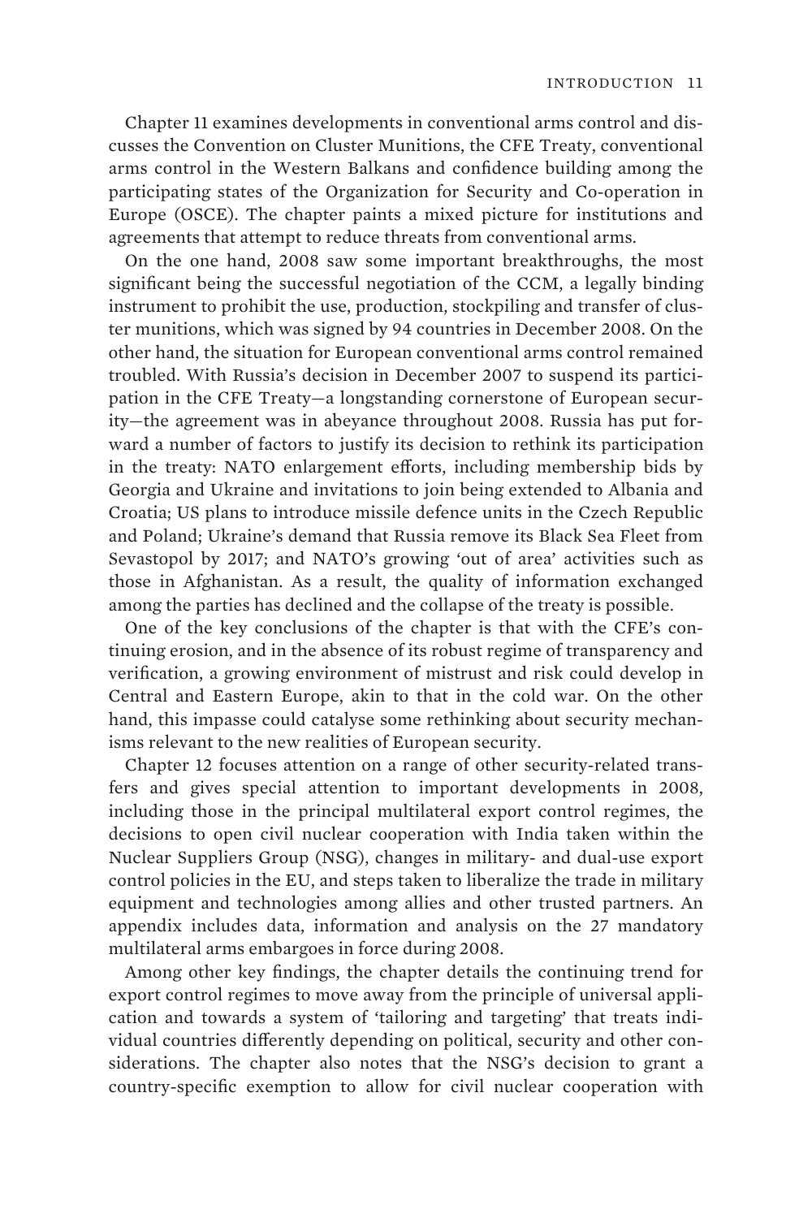Chapter 11 examines developments in conventional arms control and discusses the Convention on Cluster Munitions, the CFE Treaty, conventional arms control in the Western Balkans and confidence building among the participating states of the Organization for Security and Co-operation in Europe (OSCE). The chapter paints a mixed picture for institutions and agreements that attempt to reduce threats from conventional arms.

On the one hand, 2008 saw some important breakthroughs, the most significant being the successful negotiation of the CCM, a legally binding instrument to prohibit the use, production, stockpiling and transfer of cluster munitions, which was signed by 94 countries in December 2008. On the other hand, the situation for European conventional arms control remained troubled. With Russia's decision in December 2007 to suspend its participation in the CFE Treaty—a longstanding cornerstone of European security—the agreement was in abeyance throughout 2008. Russia has put forward a number of factors to justify its decision to rethink its participation in the treaty: NATO enlargement efforts, including membership bids by Georgia and Ukraine and invitations to join being extended to Albania and Croatia; US plans to introduce missile defence units in the Czech Republic and Poland; Ukraine's demand that Russia remove its Black Sea Fleet from Sevastopol by 2017; and NATO's growing 'out of area' activities such as those in Afghanistan. As a result, the quality of information exchanged among the parties has declined and the collapse of the treaty is possible.

One of the key conclusions of the chapter is that with the CFE's continuing erosion, and in the absence of its robust regime of transparency and verification, a growing environment of mistrust and risk could develop in Central and Eastern Europe, akin to that in the cold war. On the other hand, this impasse could catalyse some rethinking about security mechanisms relevant to the new realities of European security.

Chapter 12 focuses attention on a range of other security-related transfers and gives special attention to important developments in 2008, including those in the principal multilateral export control regimes, the decisions to open civil nuclear cooperation with India taken within the Nuclear Suppliers Group (NSG), changes in military- and dual-use export control policies in the EU, and steps taken to liberalize the trade in military equipment and technologies among allies and other trusted partners. An appendix includes data, information and analysis on the 27 mandatory multilateral arms embargoes in force during 2008.

Among other key findings, the chapter details the continuing trend for export control regimes to move away from the principle of universal application and towards a system of 'tailoring and targeting' that treats individual countries differently depending on political, security and other considerations. The chapter also notes that the NSG's decision to grant a country-specific exemption to allow for civil nuclear cooperation with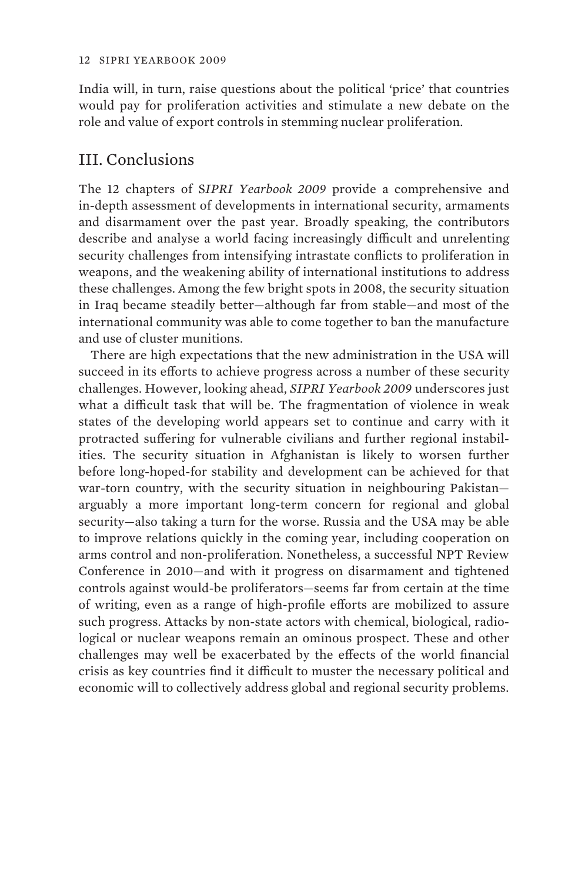India will, in turn, raise questions about the political 'price' that countries would pay for proliferation activities and stimulate a new debate on the role and value of export controls in stemming nuclear proliferation.

## III. Conclusions

The 12 chapters of S*IPRI Yearbook 2009* provide a comprehensive and in-depth assessment of developments in international security, armaments and disarmament over the past year. Broadly speaking, the contributors describe and analyse a world facing increasingly difficult and unrelenting security challenges from intensifying intrastate conflicts to proliferation in weapons, and the weakening ability of international institutions to address these challenges. Among the few bright spots in 2008, the security situation in Iraq became steadily better—although far from stable—and most of the international community was able to come together to ban the manufacture and use of cluster munitions.

There are high expectations that the new administration in the USA will succeed in its efforts to achieve progress across a number of these security challenges. However, looking ahead, *SIPRI Yearbook 2009* underscores just what a difficult task that will be. The fragmentation of violence in weak states of the developing world appears set to continue and carry with it protracted suffering for vulnerable civilians and further regional instabilities. The security situation in Afghanistan is likely to worsen further before long-hoped-for stability and development can be achieved for that war-torn country, with the security situation in neighbouring Pakistan—arguably a more important long-term concern for regional and global security—also taking a turn for the worse. Russia and the USA may be able to improve relations quickly in the coming year, including cooperation on arms control and non-proliferation. Nonetheless, a successful NPT Review Conference in 2010—and with it progress on disarmament and tightened controls against would-be proliferators—seems far from certain at the time of writing, even as a range of high-profile efforts are mobilized to assure such progress. Attacks by non-state actors with chemical, biological, radiological or nuclear weapons remain an ominous prospect. These and other challenges may well be exacerbated by the effects of the world financial crisis as key countries find it difficult to muster the necessary political and economic will to collectively address global and regional security problems.